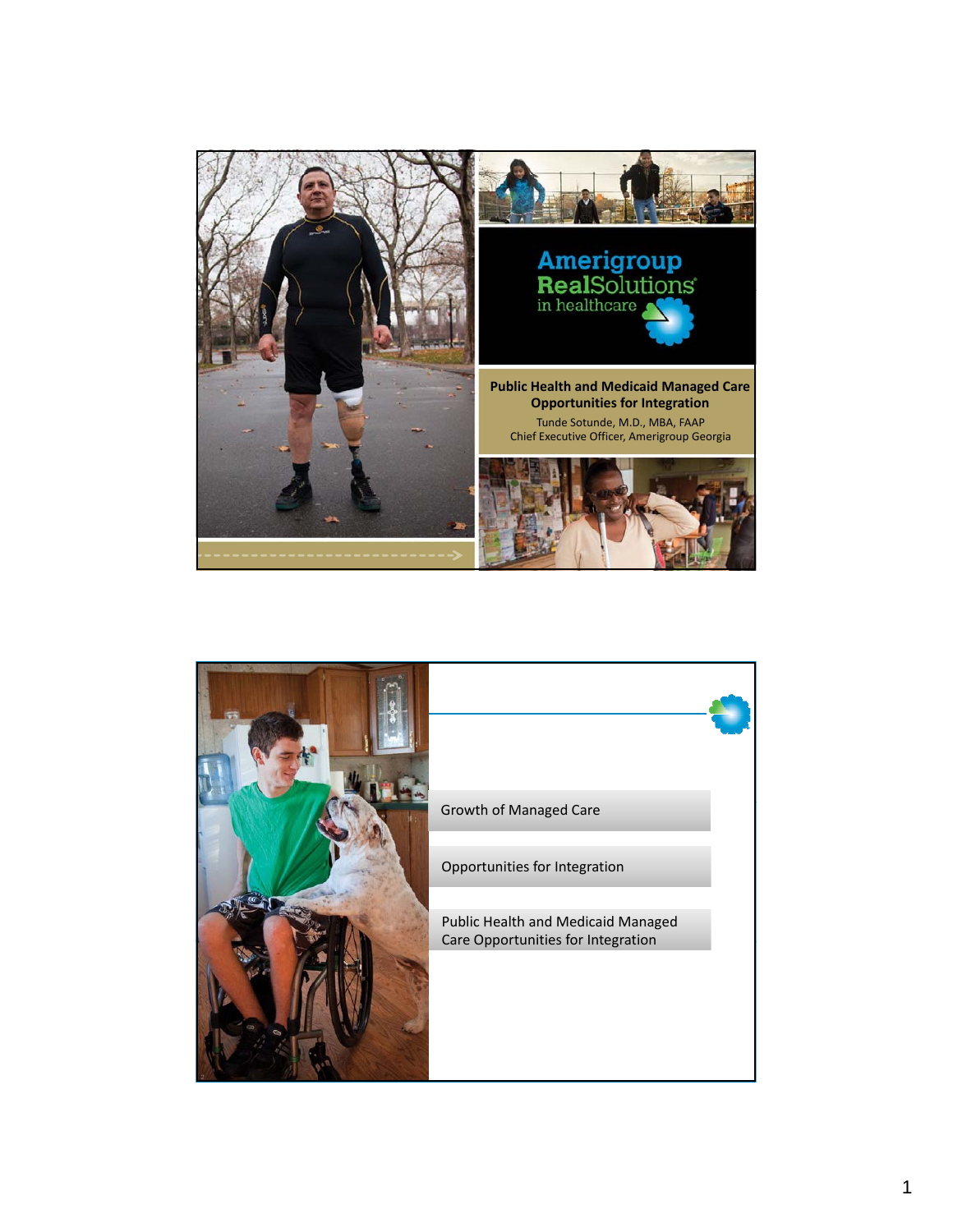Amerigroup RealSolutions® in healthcare

# Public Health and Medicaid Managed Care Opportunities for Integration

Tunde Sotunde, M.D., MBA, FAAP
Chief Executive Officer, Amerigroup Georgia

---

- Growth of Managed Care
- Opportunities for Integration
- Public Health and Medicaid Managed Care Opportunities for Integration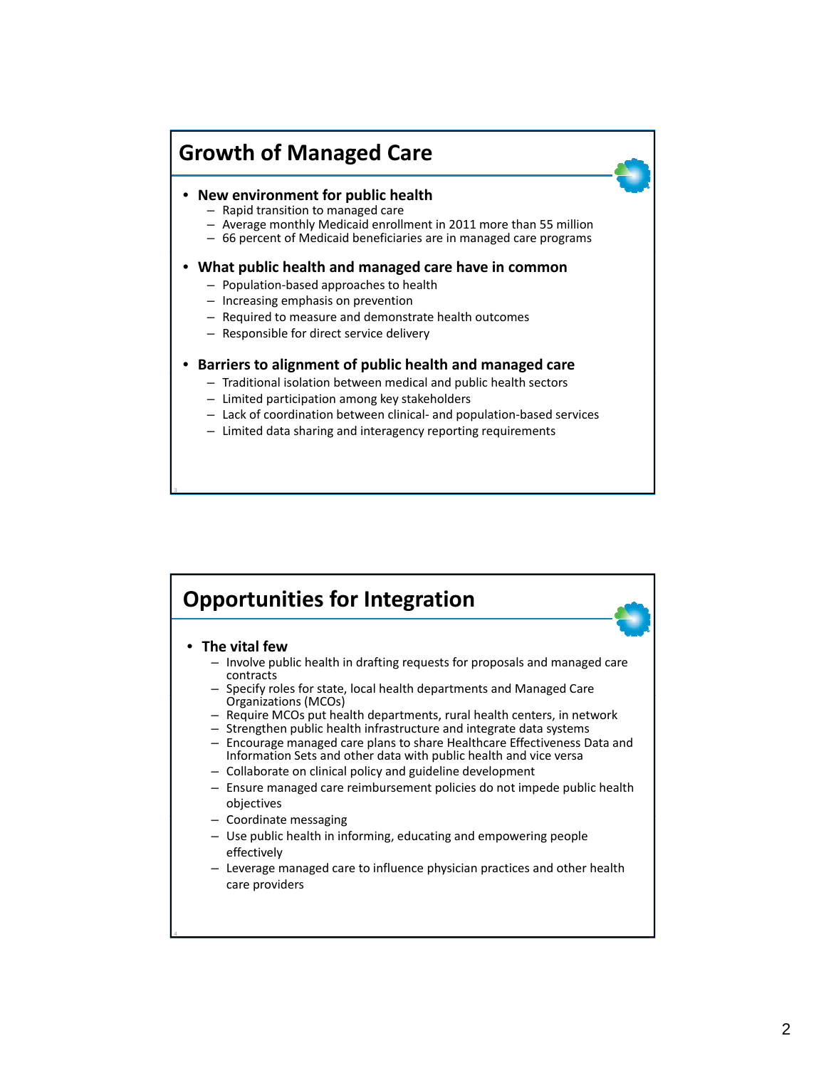## Growth of Managed Care

- **New environment for public health**
  - Rapid transition to managed care
  - Average monthly Medicaid enrollment in 2011 more than 55 million
  - 66 percent of Medicaid beneficiaries are in managed care programs
- **What public health and managed care have in common**
  - Population-based approaches to health
  - Increasing emphasis on prevention
  - Required to measure and demonstrate health outcomes
  - Responsible for direct service delivery
- **Barriers to alignment of public health and managed care**
  - Traditional isolation between medical and public health sectors
  - Limited participation among key stakeholders
  - Lack of coordination between clinical- and population-based services
  - Limited data sharing and interagency reporting requirements

## Opportunities for Integration

- **The vital few**
  - Involve public health in drafting requests for proposals and managed care contracts
  - Specify roles for state, local health departments and Managed Care Organizations (MCOs)
  - Require MCOs put health departments, rural health centers, in network
  - Strengthen public health infrastructure and integrate data systems
  - Encourage managed care plans to share Healthcare Effectiveness Data and Information Sets and other data with public health and vice versa
  - Collaborate on clinical policy and guideline development
  - Ensure managed care reimbursement policies do not impede public health objectives
  - Coordinate messaging
  - Use public health in informing, educating and empowering people effectively
  - Leverage managed care to influence physician practices and other health care providers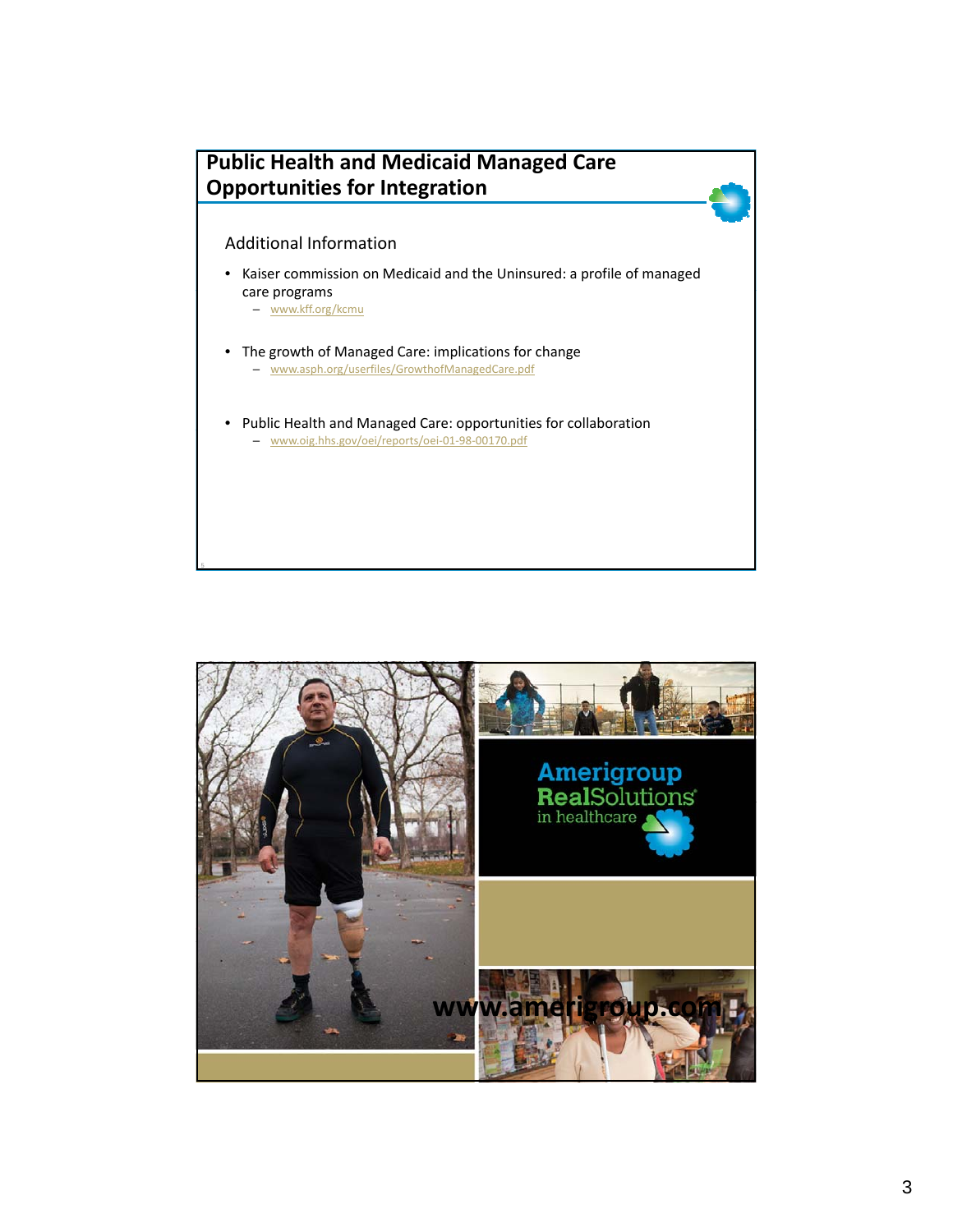## Public Health and Medicaid Managed Care Opportunities for Integration

### Additional Information

- Kaiser commission on Medicaid and the Uninsured: a profile of managed care programs
  - www.kff.org/kcmu
- The growth of Managed Care: implications for change
  - www.asph.org/userfiles/GrowthofManagedCare.pdf
- Public Health and Managed Care: opportunities for collaboration
  - www.oig.hhs.gov/oei/reports/oei-01-98-00170.pdf

Amerigroup RealSolutions® in healthcare

www.amerigroup.com